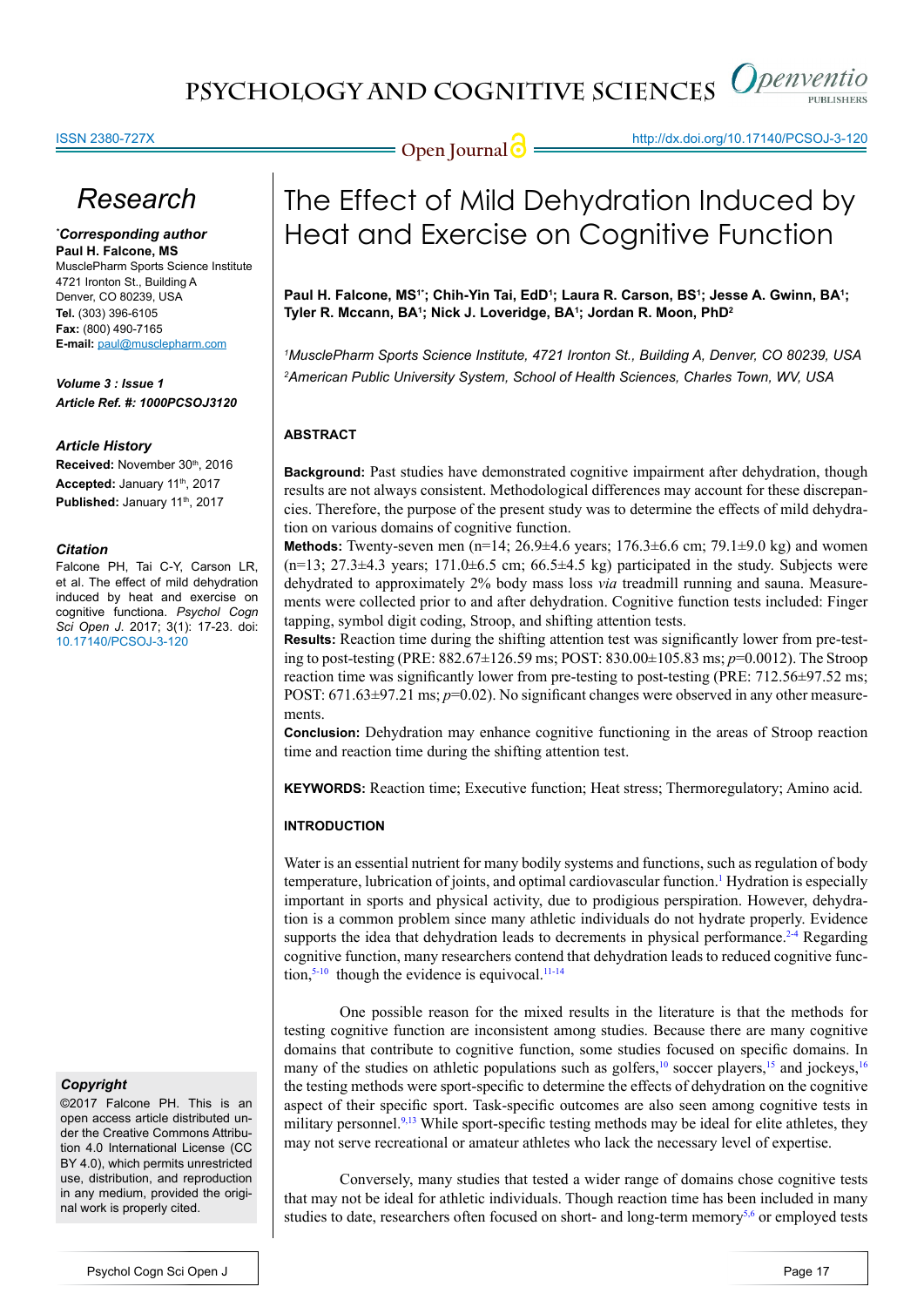# The Effect of Mild Dehydration Induced by Heat and Exercise on Cognitive Function

**Paul H. Falcone, MS[1*]; Chih-Yin Tai, EdD[1]; Laura R. Carson, BS[1]; Jesse A. Gwinn, BA[1]; Tyler R. Mccann, BA[1]; Nick J. Loveridge, BA[1]; Jordan R. Moon, PhD[2]**

*[1]MusclePharm Sports Science Institute, 4721 Ironton St., Building A, Denver, CO 80239, USA*
*[2]American Public University System, School of Health Sciences, Charles Town, WV, USA*

## Research

***Corresponding author**
**Paul H. Falcone, MS**
MusclePharm Sports Science Institute
4721 Ironton St., Building A
Denver, CO 80239, USA
**Tel.** (303) 396-6105
**Fax:** (800) 490-7165
**E-mail:** paul@musclepharm.com

***Volume 3 : Issue 1***
***Article Ref. #: 1000PCSOJ3120***

***Article History***
**Received:** November 30th, 2016
**Accepted:** January 11th, 2017
**Published:** January 11th, 2017

***Citation***
Falcone PH, Tai C-Y, Carson LR, et al. The effect of mild dehydration induced by heat and exercise on cognitive functiona. *Psychol Cogn Sci Open J*. 2017; 3(1): 17-23. doi: 10.17140/PCSOJ-3-120

***Copyright***
©2017 Falcone PH. This is an open access article distributed under the Creative Commons Attribution 4.0 International License (CC BY 4.0), which permits unrestricted use, distribution, and reproduction in any medium, provided the original work is properly cited.

## ABSTRACT

**Background:** Past studies have demonstrated cognitive impairment after dehydration, though results are not always consistent. Methodological differences may account for these discrepancies. Therefore, the purpose of the present study was to determine the effects of mild dehydration on various domains of cognitive function.

**Methods:** Twenty-seven men (n=14; 26.9±4.6 years; 176.3±6.6 cm; 79.1±9.0 kg) and women (n=13; 27.3±4.3 years; 171.0±6.5 cm; 66.5±4.5 kg) participated in the study. Subjects were dehydrated to approximately 2% body mass loss *via* treadmill running and sauna. Measurements were collected prior to and after dehydration. Cognitive function tests included: Finger tapping, symbol digit coding, Stroop, and shifting attention tests.

**Results:** Reaction time during the shifting attention test was significantly lower from pre-testing to post-testing (PRE: 882.67±126.59 ms; POST: 830.00±105.83 ms; $p$=0.0012). The Stroop reaction time was significantly lower from pre-testing to post-testing (PRE: 712.56±97.52 ms; POST: 671.63±97.21 ms; $p$=0.02). No significant changes were observed in any other measurements.

**Conclusion:** Dehydration may enhance cognitive functioning in the areas of Stroop reaction time and reaction time during the shifting attention test.

**KEYWORDS:** Reaction time; Executive function; Heat stress; Thermoregulatory; Amino acid.

## INTRODUCTION

Water is an essential nutrient for many bodily systems and functions, such as regulation of body temperature, lubrication of joints, and optimal cardiovascular function.[1] Hydration is especially important in sports and physical activity, due to prodigious perspiration. However, dehydration is a common problem since many athletic individuals do not hydrate properly. Evidence supports the idea that dehydration leads to decrements in physical performance.[2-4] Regarding cognitive function, many researchers contend that dehydration leads to reduced cognitive function,[5-10] though the evidence is equivocal.[11-14]

One possible reason for the mixed results in the literature is that the methods for testing cognitive function are inconsistent among studies. Because there are many cognitive domains that contribute to cognitive function, some studies focused on specific domains. In many of the studies on athletic populations such as golfers,[10] soccer players,[15] and jockeys,[16] the testing methods were sport-specific to determine the effects of dehydration on the cognitive aspect of their specific sport. Task-specific outcomes are also seen among cognitive tests in military personnel.[9,13] While sport-specific testing methods may be ideal for elite athletes, they may not serve recreational or amateur athletes who lack the necessary level of expertise.

Conversely, many studies that tested a wider range of domains chose cognitive tests that may not be ideal for athletic individuals. Though reaction time has been included in many studies to date, researchers often focused on short- and long-term memory[5,6] or employed tests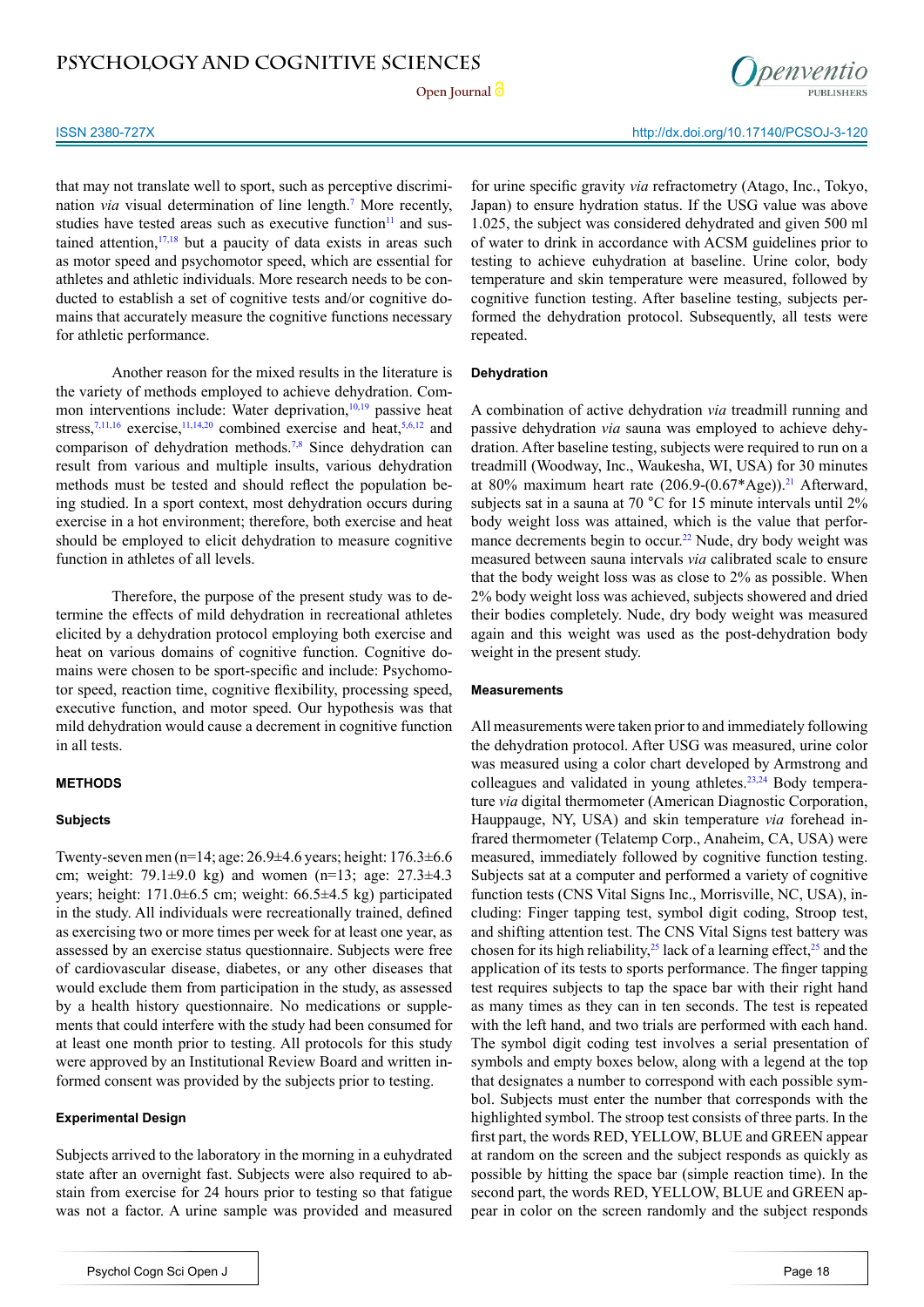that may not translate well to sport, such as perceptive discrimination *via* visual determination of line length.[7] More recently, studies have tested areas such as executive function[11] and sustained attention,[17,18] but a paucity of data exists in areas such as motor speed and psychomotor speed, which are essential for athletes and athletic individuals. More research needs to be conducted to establish a set of cognitive tests and/or cognitive domains that accurately measure the cognitive functions necessary for athletic performance.

Another reason for the mixed results in the literature is the variety of methods employed to achieve dehydration. Common interventions include: Water deprivation,[10,19] passive heat stress,[7,11,16] exercise,[11,14,20] combined exercise and heat,[5,6,12] and comparison of dehydration methods.[7,8] Since dehydration can result from various and multiple insults, various dehydration methods must be tested and should reflect the population being studied. In a sport context, most dehydration occurs during exercise in a hot environment; therefore, both exercise and heat should be employed to elicit dehydration to measure cognitive function in athletes of all levels.

Therefore, the purpose of the present study was to determine the effects of mild dehydration in recreational athletes elicited by a dehydration protocol employing both exercise and heat on various domains of cognitive function. Cognitive domains were chosen to be sport-specific and include: Psychomotor speed, reaction time, cognitive flexibility, processing speed, executive function, and motor speed. Our hypothesis was that mild dehydration would cause a decrement in cognitive function in all tests.

## METHODS

### Subjects

Twenty-seven men (n=14; age: 26.9±4.6 years; height: 176.3±6.6 cm; weight: 79.1±9.0 kg) and women (n=13; age: 27.3±4.3 years; height: 171.0±6.5 cm; weight: 66.5±4.5 kg) participated in the study. All individuals were recreationally trained, defined as exercising two or more times per week for at least one year, as assessed by an exercise status questionnaire. Subjects were free of cardiovascular disease, diabetes, or any other diseases that would exclude them from participation in the study, as assessed by a health history questionnaire. No medications or supplements that could interfere with the study had been consumed for at least one month prior to testing. All protocols for this study were approved by an Institutional Review Board and written informed consent was provided by the subjects prior to testing.

### Experimental Design

Subjects arrived to the laboratory in the morning in a euhydrated state after an overnight fast. Subjects were also required to abstain from exercise for 24 hours prior to testing so that fatigue was not a factor. A urine sample was provided and measured for urine specific gravity *via* refractometry (Atago, Inc., Tokyo, Japan) to ensure hydration status. If the USG value was above 1.025, the subject was considered dehydrated and given 500 ml of water to drink in accordance with ACSM guidelines prior to testing to achieve euhydration at baseline. Urine color, body temperature and skin temperature were measured, followed by cognitive function testing. After baseline testing, subjects performed the dehydration protocol. Subsequently, all tests were repeated.

### Dehydration

A combination of active dehydration *via* treadmill running and passive dehydration *via* sauna was employed to achieve dehydration. After baseline testing, subjects were required to run on a treadmill (Woodway, Inc., Waukesha, WI, USA) for 30 minutes at 80% maximum heart rate (206.9-(0.67*Age)).[21] Afterward, subjects sat in a sauna at 70 °C for 15 minute intervals until 2% body weight loss was attained, which is the value that performance decrements begin to occur.[22] Nude, dry body weight was measured between sauna intervals *via* calibrated scale to ensure that the body weight loss was as close to 2% as possible. When 2% body weight loss was achieved, subjects showered and dried their bodies completely. Nude, dry body weight was measured again and this weight was used as the post-dehydration body weight in the present study.

### Measurements

All measurements were taken prior to and immediately following the dehydration protocol. After USG was measured, urine color was measured using a color chart developed by Armstrong and colleagues and validated in young athletes.[23,24] Body temperature *via* digital thermometer (American Diagnostic Corporation, Hauppauge, NY, USA) and skin temperature *via* forehead infrared thermometer (Telatemp Corp., Anaheim, CA, USA) were measured, immediately followed by cognitive function testing. Subjects sat at a computer and performed a variety of cognitive function tests (CNS Vital Signs Inc., Morrisville, NC, USA), including: Finger tapping test, symbol digit coding, Stroop test, and shifting attention test. The CNS Vital Signs test battery was chosen for its high reliability,[25] lack of a learning effect,[25] and the application of its tests to sports performance. The finger tapping test requires subjects to tap the space bar with their right hand as many times as they can in ten seconds. The test is repeated with the left hand, and two trials are performed with each hand. The symbol digit coding test involves a serial presentation of symbols and empty boxes below, along with a legend at the top that designates a number to correspond with each possible symbol. Subjects must enter the number that corresponds with the highlighted symbol. The stroop test consists of three parts. In the first part, the words RED, YELLOW, BLUE and GREEN appear at random on the screen and the subject responds as quickly as possible by hitting the space bar (simple reaction time). In the second part, the words RED, YELLOW, BLUE and GREEN appear in color on the screen randomly and the subject responds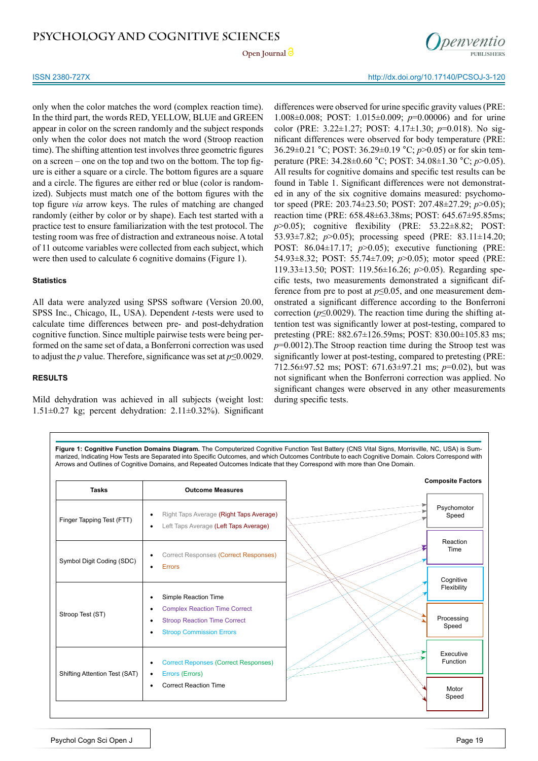only when the color matches the word (complex reaction time). In the third part, the words RED, YELLOW, BLUE and GREEN appear in color on the screen randomly and the subject responds only when the color does not match the word (Stroop reaction time). The shifting attention test involves three geometric figures on a screen – one on the top and two on the bottom. The top figure is either a square or a circle. The bottom figures are a square and a circle. The figures are either red or blue (color is randomized). Subjects must match one of the bottom figures with the top figure *via* arrow keys. The rules of matching are changed randomly (either by color or by shape). Each test started with a practice test to ensure familiarization with the test protocol. The testing room was free of distraction and extraneous noise. A total of 11 outcome variables were collected from each subject, which were then used to calculate 6 cognitive domains (Figure 1).

### Statistics

All data were analyzed using SPSS software (Version 20.00, SPSS Inc., Chicago, IL, USA). Dependent *t*-tests were used to calculate time differences between pre- and post-dehydration cognitive function. Since multiple pairwise tests were being performed on the same set of data, a Bonferroni correction was used to adjust the *p* value. Therefore, significance was set at $p \leq 0.0029$.

## RESULTS

Mild dehydration was achieved in all subjects (weight lost: 1.51±0.27 kg; percent dehydration: 2.11±0.32%). Significant differences were observed for urine specific gravity values (PRE: 1.008±0.008; POST: 1.015±0.009; $p=0.00006$) and for urine color (PRE: 3.22±1.27; POST: 4.17±1.30; $p=0.018$). No significant differences were observed for body temperature (PRE: 36.29±0.21 °C; POST: 36.29±0.19 °C; $p>0.05$) or for skin temperature (PRE: 34.28±0.60 °C; POST: 34.08±1.30 °C; $p>0.05$). All results for cognitive domains and specific test results can be found in Table 1. Significant differences were not demonstrated in any of the six cognitive domains measured: psychomotor speed (PRE: 203.74±23.50; POST: 207.48±27.29; $p>0.05$); reaction time (PRE: 658.48±63.38ms; POST: 645.67±95.85ms; $p>0.05$); cognitive flexibility (PRE: 53.22±8.82; POST: 53.93±7.82; $p>0.05$); processing speed (PRE: 83.11±14.20; POST: 86.04±17.17; $p>0.05$); executive functioning (PRE: 54.93±8.32; POST: 55.74±7.09; $p>0.05$); motor speed (PRE: 119.33±13.50; POST: 119.56±16.26; $p>0.05$). Regarding specific tests, two measurements demonstrated a significant difference from pre to post at $p \leq 0.05$, and one measurement demonstrated a significant difference according to the Bonferroni correction ($p \leq 0.0029$). The reaction time during the shifting attention test was significantly lower at post-testing, compared to pretesting (PRE: 882.67±126.59ms; POST: 830.00±105.83 ms; $p=0.0012$).The Stroop reaction time during the Stroop test was significantly lower at post-testing, compared to pretesting (PRE: 712.56±97.52 ms; POST: 671.63±97.21 ms; $p=0.02$), but was not significant when the Bonferroni correction was applied. No significant changes were observed in any other measurements during specific tests.

**Figure 1: Cognitive Function Domains Diagram.** The Computerized Cognitive Function Test Battery (CNS Vital Signs, Morrisville, NC, USA) is Summarized, Indicating How Tests are Separated into Specific Outcomes, and which Outcomes Contribute to each Cognitive Domain. Colors Correspond with Arrows and Outlines of Cognitive Domains, and Repeated Outcomes Indicate that they Correspond with more than One Domain.

| Tasks | Outcome Measures |
|---|---|
| Finger Tapping Test (FTT) | • Right Taps Average (Right Taps Average)<br>• Left Taps Average (Left Taps Average) |
| Symbol Digit Coding (SDC) | • Correct Responses (Correct Responses)<br>• Errors |
| Stroop Test (ST) | • Simple Reaction Time<br>• Complex Reaction Time Correct<br>• Stroop Reaction Time Correct<br>• Stroop Commission Errors |
| Shifting Attention Test (SAT) | • Correct Reponses (Correct Responses)<br>• Errors (Errors)<br>• Correct Reaction Time |

Composite Factors: Psychomotor Speed; Reaction Time; Cognitive Flexibility; Processing Speed; Executive Function; Motor Speed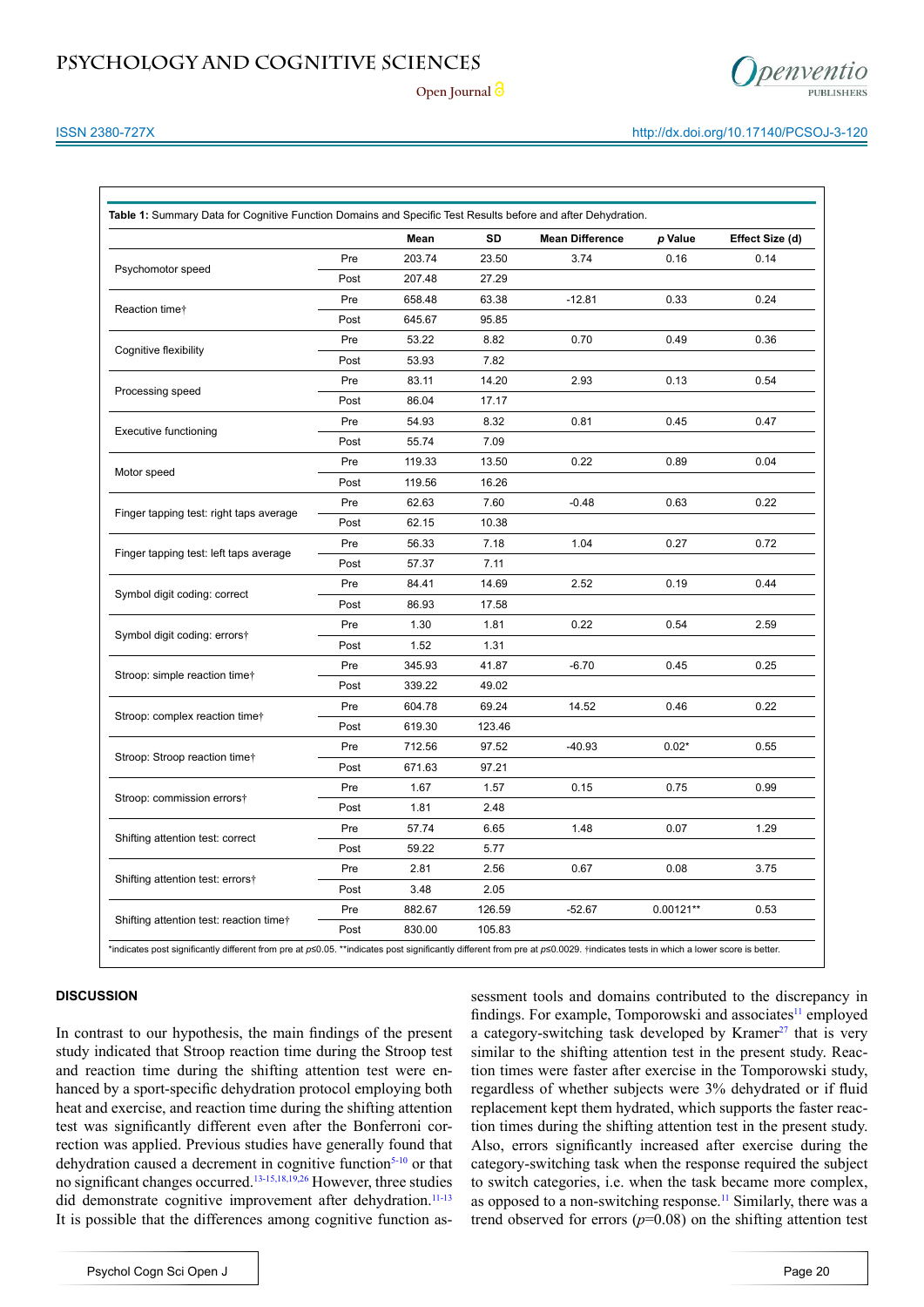**Table 1:** Summary Data for Cognitive Function Domains and Specific Test Results before and after Dehydration.

| | | Mean | SD | Mean Difference | *p* Value | Effect Size (d) |
|---|---|---|---|---|---|---|
| Psychomotor speed | Pre | 203.74 | 23.50 | 3.74 | 0.16 | 0.14 |
| | Post | 207.48 | 27.29 | | | |
| Reaction time† | Pre | 658.48 | 63.38 | -12.81 | 0.33 | 0.24 |
| | Post | 645.67 | 95.85 | | | |
| Cognitive flexibility | Pre | 53.22 | 8.82 | 0.70 | 0.49 | 0.36 |
| | Post | 53.93 | 7.82 | | | |
| Processing speed | Pre | 83.11 | 14.20 | 2.93 | 0.13 | 0.54 |
| | Post | 86.04 | 17.17 | | | |
| Executive functioning | Pre | 54.93 | 8.32 | 0.81 | 0.45 | 0.47 |
| | Post | 55.74 | 7.09 | | | |
| Motor speed | Pre | 119.33 | 13.50 | 0.22 | 0.89 | 0.04 |
| | Post | 119.56 | 16.26 | | | |
| Finger tapping test: right taps average | Pre | 62.63 | 7.60 | -0.48 | 0.63 | 0.22 |
| | Post | 62.15 | 10.38 | | | |
| Finger tapping test: left taps average | Pre | 56.33 | 7.18 | 1.04 | 0.27 | 0.72 |
| | Post | 57.37 | 7.11 | | | |
| Symbol digit coding: correct | Pre | 84.41 | 14.69 | 2.52 | 0.19 | 0.44 |
| | Post | 86.93 | 17.58 | | | |
| Symbol digit coding: errors† | Pre | 1.30 | 1.81 | 0.22 | 0.54 | 2.59 |
| | Post | 1.52 | 1.31 | | | |
| Stroop: simple reaction time† | Pre | 345.93 | 41.87 | -6.70 | 0.45 | 0.25 |
| | Post | 339.22 | 49.02 | | | |
| Stroop: complex reaction time† | Pre | 604.78 | 69.24 | 14.52 | 0.46 | 0.22 |
| | Post | 619.30 | 123.46 | | | |
| Stroop: Stroop reaction time† | Pre | 712.56 | 97.52 | -40.93 | 0.02* | 0.55 |
| | Post | 671.63 | 97.21 | | | |
| Stroop: commission errors† | Pre | 1.67 | 1.57 | 0.15 | 0.75 | 0.99 |
| | Post | 1.81 | 2.48 | | | |
| Shifting attention test: correct | Pre | 57.74 | 6.65 | 1.48 | 0.07 | 1.29 |
| | Post | 59.22 | 5.77 | | | |
| Shifting attention test: errors† | Pre | 2.81 | 2.56 | 0.67 | 0.08 | 3.75 |
| | Post | 3.48 | 2.05 | | | |
| Shifting attention test: reaction time† | Pre | 882.67 | 126.59 | -52.67 | 0.00121** | 0.53 |
| | Post | 830.00 | 105.83 | | | |

*indicates post significantly different from pre at $p \leq 0.05$. **indicates post significantly different from pre at $p \leq 0.0029$. †indicates tests in which a lower score is better.

## DISCUSSION

In contrast to our hypothesis, the main findings of the present study indicated that Stroop reaction time during the Stroop test and reaction time during the shifting attention test were enhanced by a sport-specific dehydration protocol employing both heat and exercise, and reaction time during the shifting attention test was significantly different even after the Bonferroni correction was applied. Previous studies have generally found that dehydration caused a decrement in cognitive function[5-10] or that no significant changes occurred.[13-15,18,19,26] However, three studies did demonstrate cognitive improvement after dehydration.[11-13] It is possible that the differences among cognitive function assessment tools and domains contributed to the discrepancy in findings. For example, Tomporowski and associates[11] employed a category-switching task developed by Kramer[27] that is very similar to the shifting attention test in the present study. Reaction times were faster after exercise in the Tomporowski study, regardless of whether subjects were 3% dehydrated or if fluid replacement kept them hydrated, which supports the faster reaction times during the shifting attention test in the present study. Also, errors significantly increased after exercise during the category-switching task when the response required the subject to switch categories, i.e. when the task became more complex, as opposed to a non-switching response.[11] Similarly, there was a trend observed for errors ($p$=0.08) on the shifting attention test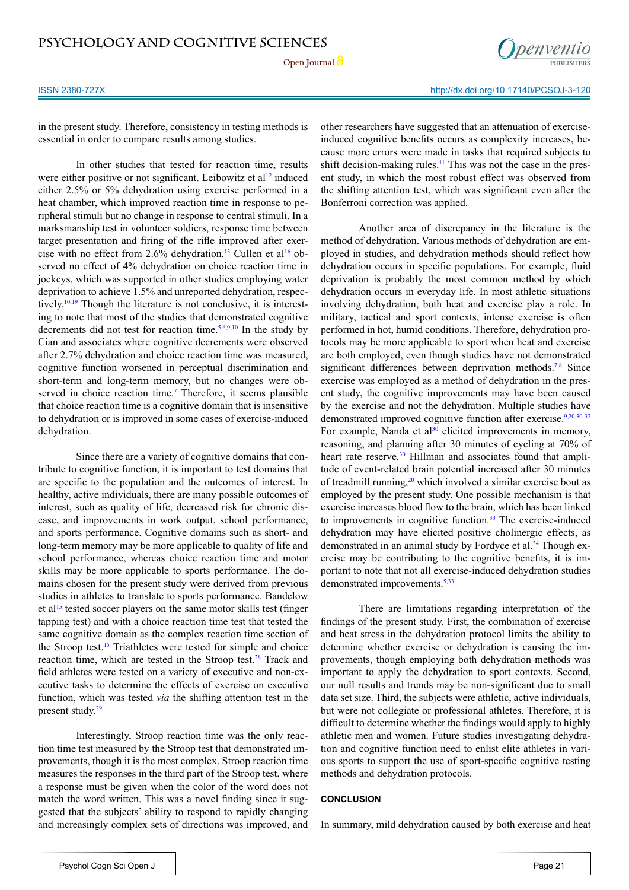in the present study. Therefore, consistency in testing methods is essential in order to compare results among studies.

In other studies that tested for reaction time, results were either positive or not significant. Leibowitz et al[12] induced either 2.5% or 5% dehydration using exercise performed in a heat chamber, which improved reaction time in response to peripheral stimuli but no change in response to central stimuli. In a marksmanship test in volunteer soldiers, response time between target presentation and firing of the rifle improved after exercise with no effect from 2.6% dehydration.[13] Cullen et al[16] observed no effect of 4% dehydration on choice reaction time in jockeys, which was supported in other studies employing water deprivation to achieve 1.5% and unreported dehydration, respectively.[10,19] Though the literature is not conclusive, it is interesting to note that most of the studies that demonstrated cognitive decrements did not test for reaction time.[5,6,9,10] In the study by Cian and associates where cognitive decrements were observed after 2.7% dehydration and choice reaction time was measured, cognitive function worsened in perceptual discrimination and short-term and long-term memory, but no changes were observed in choice reaction time.[7] Therefore, it seems plausible that choice reaction time is a cognitive domain that is insensitive to dehydration or is improved in some cases of exercise-induced dehydration.

Since there are a variety of cognitive domains that contribute to cognitive function, it is important to test domains that are specific to the population and the outcomes of interest. In healthy, active individuals, there are many possible outcomes of interest, such as quality of life, decreased risk for chronic disease, and improvements in work output, school performance, and sports performance. Cognitive domains such as short- and long-term memory may be more applicable to quality of life and school performance, whereas choice reaction time and motor skills may be more applicable to sports performance. The domains chosen for the present study were derived from previous studies in athletes to translate to sports performance. Bandelow et al[15] tested soccer players on the same motor skills test (finger tapping test) and with a choice reaction time test that tested the same cognitive domain as the complex reaction time section of the Stroop test.[15] Triathletes were tested for simple and choice reaction time, which are tested in the Stroop test.[28] Track and field athletes were tested on a variety of executive and non-executive tasks to determine the effects of exercise on executive function, which was tested *via* the shifting attention test in the present study.[29]

Interestingly, Stroop reaction time was the only reaction time test measured by the Stroop test that demonstrated improvements, though it is the most complex. Stroop reaction time measures the responses in the third part of the Stroop test, where a response must be given when the color of the word does not match the word written. This was a novel finding since it suggested that the subjects' ability to respond to rapidly changing and increasingly complex sets of directions was improved, and other researchers have suggested that an attenuation of exercise-induced cognitive benefits occurs as complexity increases, because more errors were made in tasks that required subjects to shift decision-making rules.[11] This was not the case in the present study, in which the most robust effect was observed from the shifting attention test, which was significant even after the Bonferroni correction was applied.

Another area of discrepancy in the literature is the method of dehydration. Various methods of dehydration are employed in studies, and dehydration methods should reflect how dehydration occurs in specific populations. For example, fluid deprivation is probably the most common method by which dehydration occurs in everyday life. In most athletic situations involving dehydration, both heat and exercise play a role. In military, tactical and sport contexts, intense exercise is often performed in hot, humid conditions. Therefore, dehydration protocols may be more applicable to sport when heat and exercise are both employed, even though studies have not demonstrated significant differences between deprivation methods.[7,8] Since exercise was employed as a method of dehydration in the present study, the cognitive improvements may have been caused by the exercise and not the dehydration. Multiple studies have demonstrated improved cognitive function after exercise.[9,20,30-32] For example, Nanda et al[30] elicited improvements in memory, reasoning, and planning after 30 minutes of cycling at 70% of heart rate reserve.[30] Hillman and associates found that amplitude of event-related brain potential increased after 30 minutes of treadmill running,[20] which involved a similar exercise bout as employed by the present study. One possible mechanism is that exercise increases blood flow to the brain, which has been linked to improvements in cognitive function.[33] The exercise-induced dehydration may have elicited positive cholinergic effects, as demonstrated in an animal study by Fordyce et al.[34] Though exercise may be contributing to the cognitive benefits, it is important to note that not all exercise-induced dehydration studies demonstrated improvements.[5,33]

There are limitations regarding interpretation of the findings of the present study. First, the combination of exercise and heat stress in the dehydration protocol limits the ability to determine whether exercise or dehydration is causing the improvements, though employing both dehydration methods was important to apply the dehydration to sport contexts. Second, our null results and trends may be non-significant due to small data set size. Third, the subjects were athletic, active individuals, but were not collegiate or professional athletes. Therefore, it is difficult to determine whether the findings would apply to highly athletic men and women. Future studies investigating dehydration and cognitive function need to enlist elite athletes in various sports to support the use of sport-specific cognitive testing methods and dehydration protocols.

## CONCLUSION

In summary, mild dehydration caused by both exercise and heat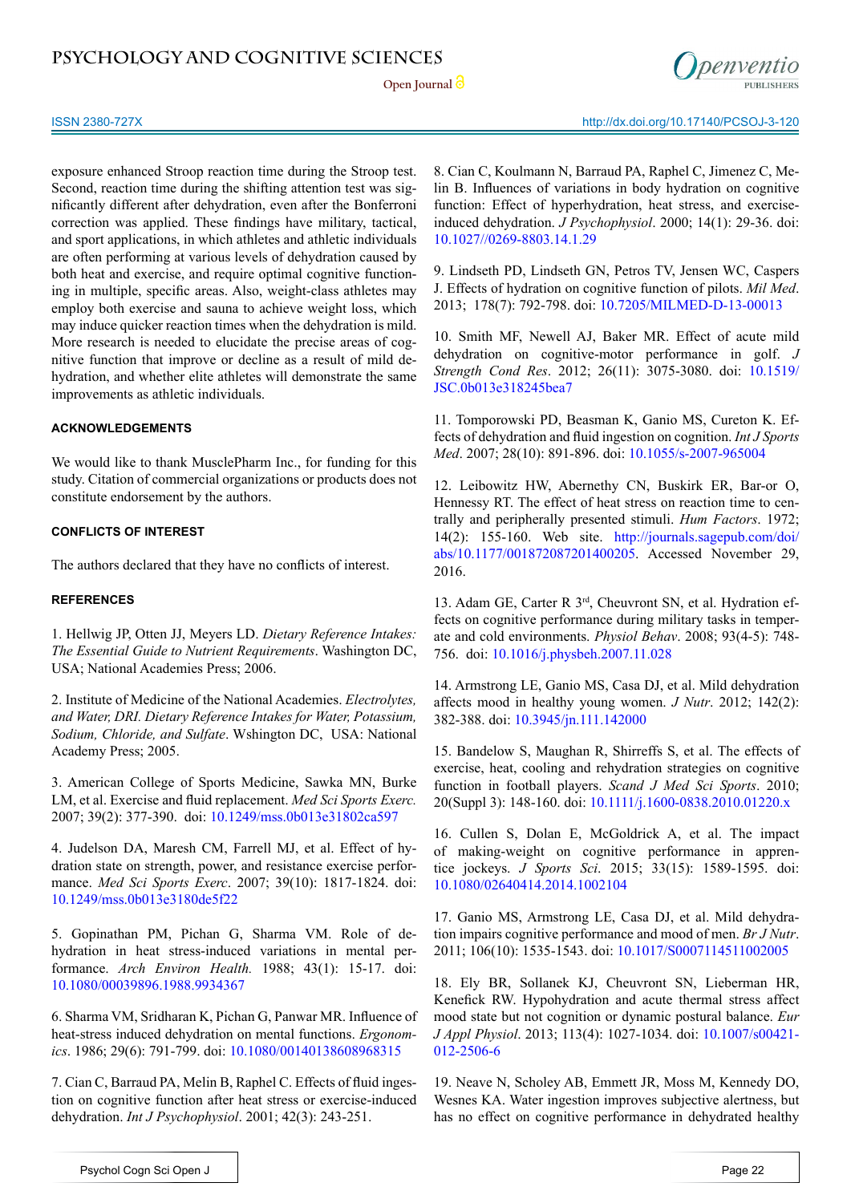exposure enhanced Stroop reaction time during the Stroop test. Second, reaction time during the shifting attention test was significantly different after dehydration, even after the Bonferroni correction was applied. These findings have military, tactical, and sport applications, in which athletes and athletic individuals are often performing at various levels of dehydration caused by both heat and exercise, and require optimal cognitive functioning in multiple, specific areas. Also, weight-class athletes may employ both exercise and sauna to achieve weight loss, which may induce quicker reaction times when the dehydration is mild. More research is needed to elucidate the precise areas of cognitive function that improve or decline as a result of mild dehydration, and whether elite athletes will demonstrate the same improvements as athletic individuals.

## ACKNOWLEDGEMENTS

We would like to thank MusclePharm Inc., for funding for this study. Citation of commercial organizations or products does not constitute endorsement by the authors.

## CONFLICTS OF INTEREST

The authors declared that they have no conflicts of interest.

## REFERENCES

1. Hellwig JP, Otten JJ, Meyers LD. *Dietary Reference Intakes: The Essential Guide to Nutrient Requirements*. Washington DC, USA; National Academies Press; 2006.

2. Institute of Medicine of the National Academies. *Electrolytes, and Water, DRI. Dietary Reference Intakes for Water, Potassium, Sodium, Chloride, and Sulfate*. Wshington DC, USA: National Academy Press; 2005.

3. American College of Sports Medicine, Sawka MN, Burke LM, et al. Exercise and fluid replacement. *Med Sci Sports Exerc.* 2007; 39(2): 377-390. doi: 10.1249/mss.0b013e31802ca597

4. Judelson DA, Maresh CM, Farrell MJ, et al. Effect of hydration state on strength, power, and resistance exercise performance. *Med Sci Sports Exerc*. 2007; 39(10): 1817-1824. doi: 10.1249/mss.0b013e3180de5f22

5. Gopinathan PM, Pichan G, Sharma VM. Role of dehydration in heat stress-induced variations in mental performance. *Arch Environ Health.* 1988; 43(1): 15-17. doi: 10.1080/00039896.1988.9934367

6. Sharma VM, Sridharan K, Pichan G, Panwar MR. Influence of heat-stress induced dehydration on mental functions. *Ergonomics*. 1986; 29(6): 791-799. doi: 10.1080/00140138608968315

7. Cian C, Barraud PA, Melin B, Raphel C. Effects of fluid ingestion on cognitive function after heat stress or exercise-induced dehydration. *Int J Psychophysiol*. 2001; 42(3): 243-251.

8. Cian C, Koulmann N, Barraud PA, Raphel C, Jimenez C, Melin B. Influences of variations in body hydration on cognitive function: Effect of hyperhydration, heat stress, and exercise-induced dehydration. *J Psychophysiol*. 2000; 14(1): 29-36. doi: 10.1027//0269-8803.14.1.29

9. Lindseth PD, Lindseth GN, Petros TV, Jensen WC, Caspers J. Effects of hydration on cognitive function of pilots. *Mil Med*. 2013; 178(7): 792-798. doi: 10.7205/MILMED-D-13-00013

10. Smith MF, Newell AJ, Baker MR. Effect of acute mild dehydration on cognitive-motor performance in golf. *J Strength Cond Res*. 2012; 26(11): 3075-3080. doi: 10.1519/JSC.0b013e318245bea7

11. Tomporowski PD, Beasman K, Ganio MS, Cureton K. Effects of dehydration and fluid ingestion on cognition. *Int J Sports Med*. 2007; 28(10): 891-896. doi: 10.1055/s-2007-965004

12. Leibowitz HW, Abernethy CN, Buskirk ER, Bar-or O, Hennessy RT. The effect of heat stress on reaction time to centrally and peripherally presented stimuli. *Hum Factors*. 1972; 14(2): 155-160. Web site. http://journals.sagepub.com/doi/abs/10.1177/001872087201400205. Accessed November 29, 2016.

13. Adam GE, Carter R 3rd, Cheuvront SN, et al. Hydration effects on cognitive performance during military tasks in temperate and cold environments. *Physiol Behav*. 2008; 93(4-5): 748-756. doi: 10.1016/j.physbeh.2007.11.028

14. Armstrong LE, Ganio MS, Casa DJ, et al. Mild dehydration affects mood in healthy young women. *J Nutr*. 2012; 142(2): 382-388. doi: 10.3945/jn.111.142000

15. Bandelow S, Maughan R, Shirreffs S, et al. The effects of exercise, heat, cooling and rehydration strategies on cognitive function in football players. *Scand J Med Sci Sports*. 2010; 20(Suppl 3): 148-160. doi: 10.1111/j.1600-0838.2010.01220.x

16. Cullen S, Dolan E, McGoldrick A, et al. The impact of making-weight on cognitive performance in apprentice jockeys. *J Sports Sci.* 2015; 33(15): 1589-1595. doi: 10.1080/02640414.2014.1002104

17. Ganio MS, Armstrong LE, Casa DJ, et al. Mild dehydration impairs cognitive performance and mood of men. *Br J Nutr*. 2011; 106(10): 1535-1543. doi: 10.1017/S0007114511002005

18. Ely BR, Sollanek KJ, Cheuvront SN, Lieberman HR, Kenefick RW. Hypohydration and acute thermal stress affect mood state but not cognition or dynamic postural balance. *Eur J Appl Physiol*. 2013; 113(4): 1027-1034. doi: 10.1007/s00421-012-2506-6

19. Neave N, Scholey AB, Emmett JR, Moss M, Kennedy DO, Wesnes KA. Water ingestion improves subjective alertness, but has no effect on cognitive performance in dehydrated healthy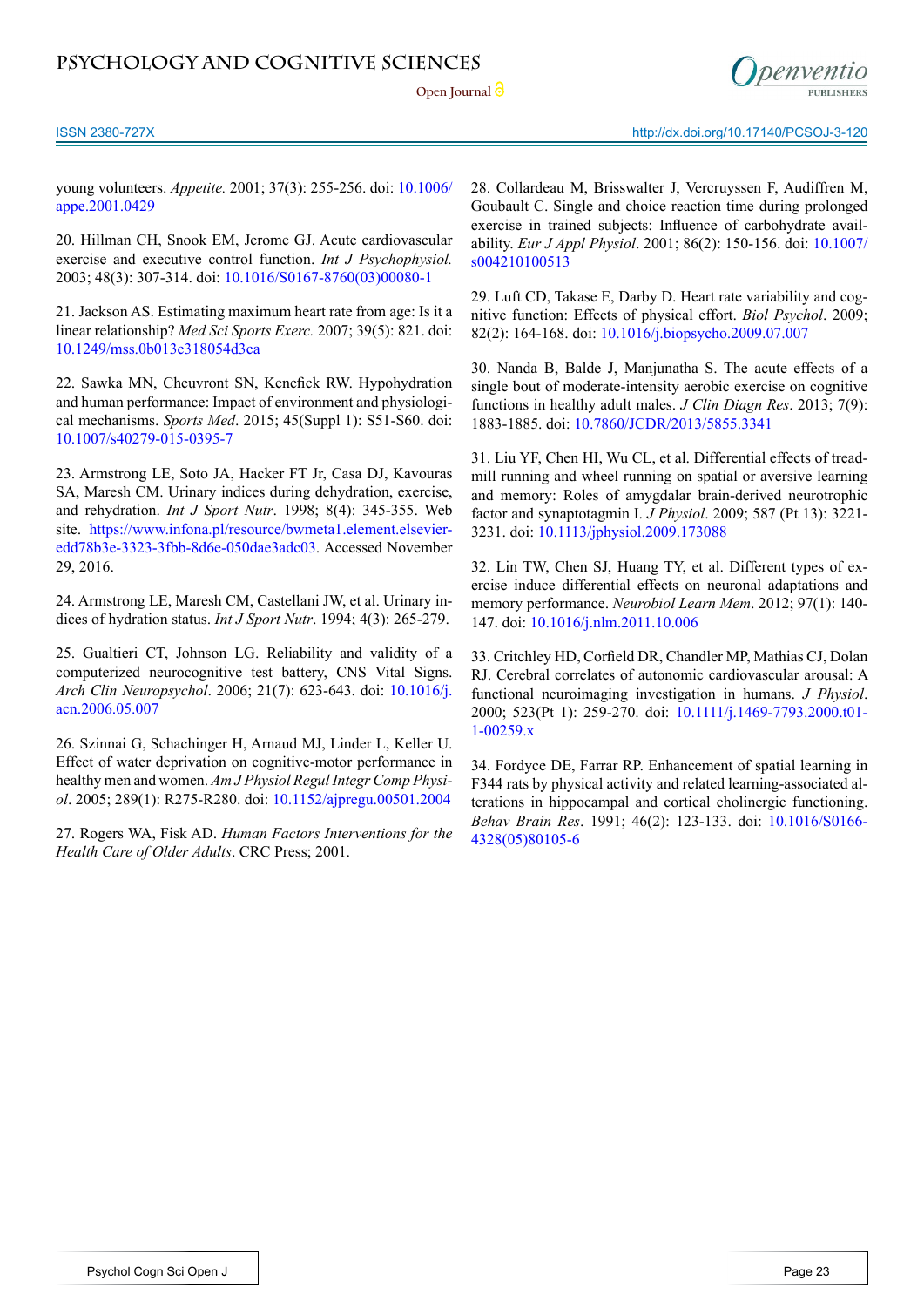young volunteers. *Appetite.* 2001; 37(3): 255-256. doi: 10.1006/appe.2001.0429

20. Hillman CH, Snook EM, Jerome GJ. Acute cardiovascular exercise and executive control function. *Int J Psychophysiol.* 2003; 48(3): 307-314. doi: 10.1016/S0167-8760(03)00080-1

21. Jackson AS. Estimating maximum heart rate from age: Is it a linear relationship? *Med Sci Sports Exerc.* 2007; 39(5): 821. doi: 10.1249/mss.0b013e318054d3ca

22. Sawka MN, Cheuvront SN, Kenefick RW. Hypohydration and human performance: Impact of environment and physiological mechanisms. *Sports Med*. 2015; 45(Suppl 1): S51-S60. doi: 10.1007/s40279-015-0395-7

23. Armstrong LE, Soto JA, Hacker FT Jr, Casa DJ, Kavouras SA, Maresh CM. Urinary indices during dehydration, exercise, and rehydration. *Int J Sport Nutr*. 1998; 8(4): 345-355. Web site. https://www.infona.pl/resource/bwmeta1.element.elsevier-edd78b3e-3323-3fbb-8d6e-050dae3adc03. Accessed November 29, 2016.

24. Armstrong LE, Maresh CM, Castellani JW, et al. Urinary indices of hydration status. *Int J Sport Nutr*. 1994; 4(3): 265-279.

25. Gualtieri CT, Johnson LG. Reliability and validity of a computerized neurocognitive test battery, CNS Vital Signs. *Arch Clin Neuropsychol*. 2006; 21(7): 623-643. doi: 10.1016/j.acn.2006.05.007

26. Szinnai G, Schachinger H, Arnaud MJ, Linder L, Keller U. Effect of water deprivation on cognitive-motor performance in healthy men and women. *Am J Physiol Regul Integr Comp Physiol*. 2005; 289(1): R275-R280. doi: 10.1152/ajpregu.00501.2004

27. Rogers WA, Fisk AD. *Human Factors Interventions for the Health Care of Older Adults*. CRC Press; 2001.

28. Collardeau M, Brisswalter J, Vercruyssen F, Audiffren M, Goubault C. Single and choice reaction time during prolonged exercise in trained subjects: Influence of carbohydrate availability. *Eur J Appl Physiol*. 2001; 86(2): 150-156. doi: 10.1007/s004210100513

29. Luft CD, Takase E, Darby D. Heart rate variability and cognitive function: Effects of physical effort. *Biol Psychol*. 2009; 82(2): 164-168. doi: 10.1016/j.biopsycho.2009.07.007

30. Nanda B, Balde J, Manjunatha S. The acute effects of a single bout of moderate-intensity aerobic exercise on cognitive functions in healthy adult males. *J Clin Diagn Res*. 2013; 7(9): 1883-1885. doi: 10.7860/JCDR/2013/5855.3341

31. Liu YF, Chen HI, Wu CL, et al. Differential effects of treadmill running and wheel running on spatial or aversive learning and memory: Roles of amygdalar brain-derived neurotrophic factor and synaptotagmin I. *J Physiol*. 2009; 587 (Pt 13): 3221-3231. doi: 10.1113/jphysiol.2009.173088

32. Lin TW, Chen SJ, Huang TY, et al. Different types of exercise induce differential effects on neuronal adaptations and memory performance. *Neurobiol Learn Mem*. 2012; 97(1): 140-147. doi: 10.1016/j.nlm.2011.10.006

33. Critchley HD, Corfield DR, Chandler MP, Mathias CJ, Dolan RJ. Cerebral correlates of autonomic cardiovascular arousal: A functional neuroimaging investigation in humans. *J Physiol*. 2000; 523(Pt 1): 259-270. doi: 10.1111/j.1469-7793.2000.t01-1-00259.x

34. Fordyce DE, Farrar RP. Enhancement of spatial learning in F344 rats by physical activity and related learning-associated alterations in hippocampal and cortical cholinergic functioning. *Behav Brain Res*. 1991; 46(2): 123-133. doi: 10.1016/S0166-4328(05)80105-6